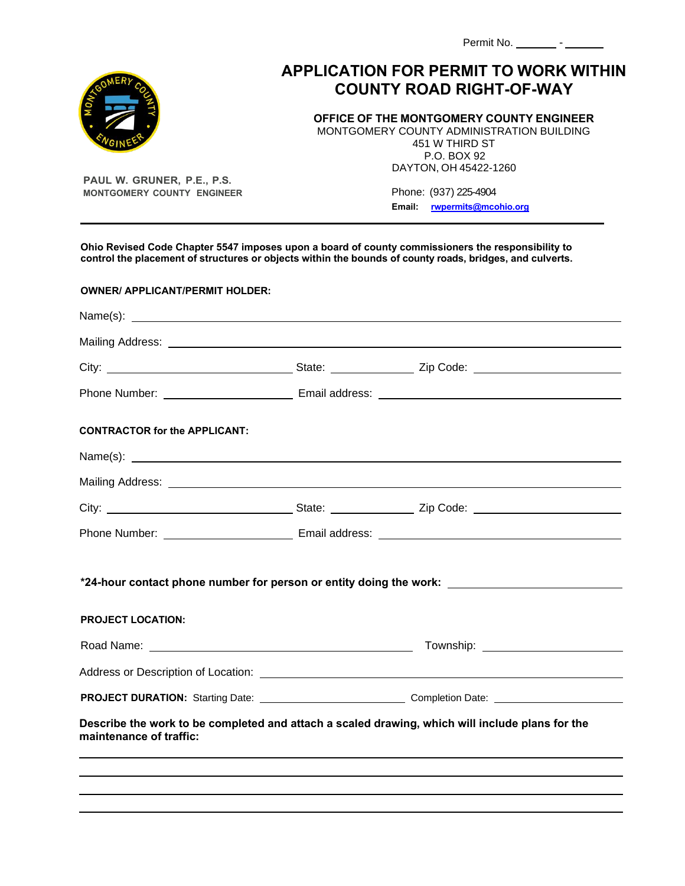Permit No. _______ - _______

# APPLICATION FOR PERMIT TO WORK WITHIN COUNTY ROAD RIGHT-OF-WAY

**OFFICE OF THE MONTGOMERY COUNTY ENGINEER**
MONTGOMERY COUNTY ADMINISTRATION BUILDING
451 W THIRD ST
P.O. BOX 92
DAYTON, OH 45422-1260

**PAUL W. GRUNER, P.E., P.S.**
**MONTGOMERY COUNTY ENGINEER**

Phone: (937) 225-4904
**Email:** rwpermits@mcohio.org

---

**Ohio Revised Code Chapter 5547 imposes upon a board of county commissioners the responsibility to control the placement of structures or objects within the bounds of county roads, bridges, and culverts.**

**OWNER/ APPLICANT/PERMIT HOLDER:**

Name(s): ____________________

Mailing Address: ____________________

City: ____________ State: ________ Zip Code: ____________

Phone Number: ____________ Email address: ____________________

**CONTRACTOR for the APPLICANT:**

Name(s): ____________________

Mailing Address: ____________________

City: ____________ State: ________ Zip Code: ____________

Phone Number: ____________ Email address: ____________________

**\*24-hour contact phone number for person or entity doing the work:** ____________

**PROJECT LOCATION:**

Road Name: ____________________ Township: ____________

Address or Description of Location: ____________________

**PROJECT DURATION:** Starting Date: ____________ Completion Date: ____________

**Describe the work to be completed and attach a scaled drawing, which will include plans for the maintenance of traffic:**

____________________________________________

____________________________________________

____________________________________________

____________________________________________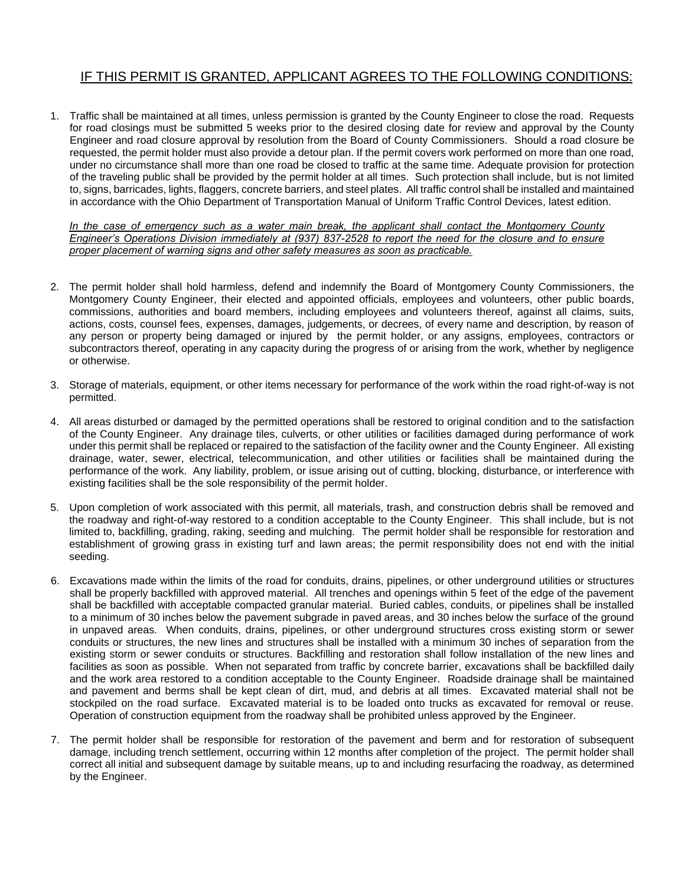## IF THIS PERMIT IS GRANTED, APPLICANT AGREES TO THE FOLLOWING CONDITIONS:

1. Traffic shall be maintained at all times, unless permission is granted by the County Engineer to close the road. Requests for road closings must be submitted 5 weeks prior to the desired closing date for review and approval by the County Engineer and road closure approval by resolution from the Board of County Commissioners. Should a road closure be requested, the permit holder must also provide a detour plan. If the permit covers work performed on more than one road, under no circumstance shall more than one road be closed to traffic at the same time. Adequate provision for protection of the traveling public shall be provided by the permit holder at all times. Such protection shall include, but is not limited to, signs, barricades, lights, flaggers, concrete barriers, and steel plates. All traffic control shall be installed and maintained in accordance with the Ohio Department of Transportation Manual of Uniform Traffic Control Devices, latest edition.

   *In the case of emergency such as a water main break, the applicant shall contact the Montgomery County Engineer's Operations Division immediately at (937) 837-2528 to report the need for the closure and to ensure proper placement of warning signs and other safety measures as soon as practicable.*

2. The permit holder shall hold harmless, defend and indemnify the Board of Montgomery County Commissioners, the Montgomery County Engineer, their elected and appointed officials, employees and volunteers, other public boards, commissions, authorities and board members, including employees and volunteers thereof, against all claims, suits, actions, costs, counsel fees, expenses, damages, judgements, or decrees, of every name and description, by reason of any person or property being damaged or injured by the permit holder, or any assigns, employees, contractors or subcontractors thereof, operating in any capacity during the progress of or arising from the work, whether by negligence or otherwise.

3. Storage of materials, equipment, or other items necessary for performance of the work within the road right-of-way is not permitted.

4. All areas disturbed or damaged by the permitted operations shall be restored to original condition and to the satisfaction of the County Engineer. Any drainage tiles, culverts, or other utilities or facilities damaged during performance of work under this permit shall be replaced or repaired to the satisfaction of the facility owner and the County Engineer. All existing drainage, water, sewer, electrical, telecommunication, and other utilities or facilities shall be maintained during the performance of the work. Any liability, problem, or issue arising out of cutting, blocking, disturbance, or interference with existing facilities shall be the sole responsibility of the permit holder.

5. Upon completion of work associated with this permit, all materials, trash, and construction debris shall be removed and the roadway and right-of-way restored to a condition acceptable to the County Engineer. This shall include, but is not limited to, backfilling, grading, raking, seeding and mulching. The permit holder shall be responsible for restoration and establishment of growing grass in existing turf and lawn areas; the permit responsibility does not end with the initial seeding.

6. Excavations made within the limits of the road for conduits, drains, pipelines, or other underground utilities or structures shall be properly backfilled with approved material. All trenches and openings within 5 feet of the edge of the pavement shall be backfilled with acceptable compacted granular material. Buried cables, conduits, or pipelines shall be installed to a minimum of 30 inches below the pavement subgrade in paved areas, and 30 inches below the surface of the ground in unpaved areas. When conduits, drains, pipelines, or other underground structures cross existing storm or sewer conduits or structures, the new lines and structures shall be installed with a minimum 30 inches of separation from the existing storm or sewer conduits or structures. Backfilling and restoration shall follow installation of the new lines and facilities as soon as possible. When not separated from traffic by concrete barrier, excavations shall be backfilled daily and the work area restored to a condition acceptable to the County Engineer. Roadside drainage shall be maintained and pavement and berms shall be kept clean of dirt, mud, and debris at all times. Excavated material shall not be stockpiled on the road surface. Excavated material is to be loaded onto trucks as excavated for removal or reuse. Operation of construction equipment from the roadway shall be prohibited unless approved by the Engineer.

7. The permit holder shall be responsible for restoration of the pavement and berm and for restoration of subsequent damage, including trench settlement, occurring within 12 months after completion of the project. The permit holder shall correct all initial and subsequent damage by suitable means, up to and including resurfacing the roadway, as determined by the Engineer.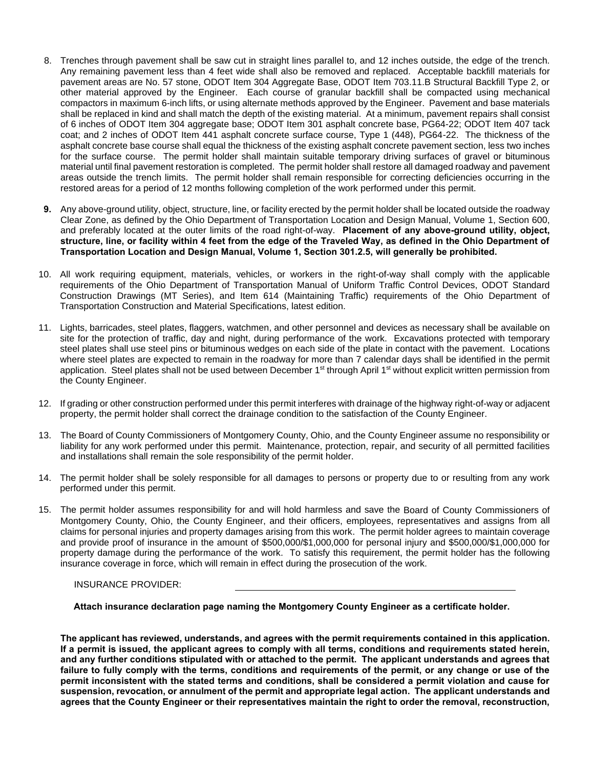8. Trenches through pavement shall be saw cut in straight lines parallel to, and 12 inches outside, the edge of the trench. Any remaining pavement less than 4 feet wide shall also be removed and replaced. Acceptable backfill materials for pavement areas are No. 57 stone, ODOT Item 304 Aggregate Base, ODOT Item 703.11.B Structural Backfill Type 2, or other material approved by the Engineer. Each course of granular backfill shall be compacted using mechanical compactors in maximum 6-inch lifts, or using alternate methods approved by the Engineer. Pavement and base materials shall be replaced in kind and shall match the depth of the existing material. At a minimum, pavement repairs shall consist of 6 inches of ODOT Item 304 aggregate base; ODOT Item 301 asphalt concrete base, PG64-22; ODOT Item 407 tack coat; and 2 inches of ODOT Item 441 asphalt concrete surface course, Type 1 (448), PG64-22. The thickness of the asphalt concrete base course shall equal the thickness of the existing asphalt concrete pavement section, less two inches for the surface course. The permit holder shall maintain suitable temporary driving surfaces of gravel or bituminous material until final pavement restoration is completed. The permit holder shall restore all damaged roadway and pavement areas outside the trench limits. The permit holder shall remain responsible for correcting deficiencies occurring in the restored areas for a period of 12 months following completion of the work performed under this permit.

9. Any above-ground utility, object, structure, line, or facility erected by the permit holder shall be located outside the roadway Clear Zone, as defined by the Ohio Department of Transportation Location and Design Manual, Volume 1, Section 600, and preferably located at the outer limits of the road right-of-way. **Placement of any above-ground utility, object, structure, line, or facility within 4 feet from the edge of the Traveled Way, as defined in the Ohio Department of Transportation Location and Design Manual, Volume 1, Section 301.2.5, will generally be prohibited.**

10. All work requiring equipment, materials, vehicles, or workers in the right-of-way shall comply with the applicable requirements of the Ohio Department of Transportation Manual of Uniform Traffic Control Devices, ODOT Standard Construction Drawings (MT Series), and Item 614 (Maintaining Traffic) requirements of the Ohio Department of Transportation Construction and Material Specifications, latest edition.

11. Lights, barricades, steel plates, flaggers, watchmen, and other personnel and devices as necessary shall be available on site for the protection of traffic, day and night, during performance of the work. Excavations protected with temporary steel plates shall use steel pins or bituminous wedges on each side of the plate in contact with the pavement. Locations where steel plates are expected to remain in the roadway for more than 7 calendar days shall be identified in the permit application. Steel plates shall not be used between December 1st through April 1st without explicit written permission from the County Engineer.

12. If grading or other construction performed under this permit interferes with drainage of the highway right-of-way or adjacent property, the permit holder shall correct the drainage condition to the satisfaction of the County Engineer.

13. The Board of County Commissioners of Montgomery County, Ohio, and the County Engineer assume no responsibility or liability for any work performed under this permit. Maintenance, protection, repair, and security of all permitted facilities and installations shall remain the sole responsibility of the permit holder.

14. The permit holder shall be solely responsible for all damages to persons or property due to or resulting from any work performed under this permit.

15. The permit holder assumes responsibility for and will hold harmless and save the Board of County Commissioners of Montgomery County, Ohio, the County Engineer, and their officers, employees, representatives and assigns from all claims for personal injuries and property damages arising from this work. The permit holder agrees to maintain coverage and provide proof of insurance in the amount of $500,000/$1,000,000 for personal injury and $500,000/$1,000,000 for property damage during the performance of the work. To satisfy this requirement, the permit holder has the following insurance coverage in force, which will remain in effect during the prosecution of the work.

    INSURANCE PROVIDER: ______________________________

    **Attach insurance declaration page naming the Montgomery County Engineer as a certificate holder.**

**The applicant has reviewed, understands, and agrees with the permit requirements contained in this application. If a permit is issued, the applicant agrees to comply with all terms, conditions and requirements stated herein, and any further conditions stipulated with or attached to the permit. The applicant understands and agrees that failure to fully comply with the terms, conditions and requirements of the permit, or any change or use of the permit inconsistent with the stated terms and conditions, shall be considered a permit violation and cause for suspension, revocation, or annulment of the permit and appropriate legal action. The applicant understands and agrees that the County Engineer or their representatives maintain the right to order the removal, reconstruction,**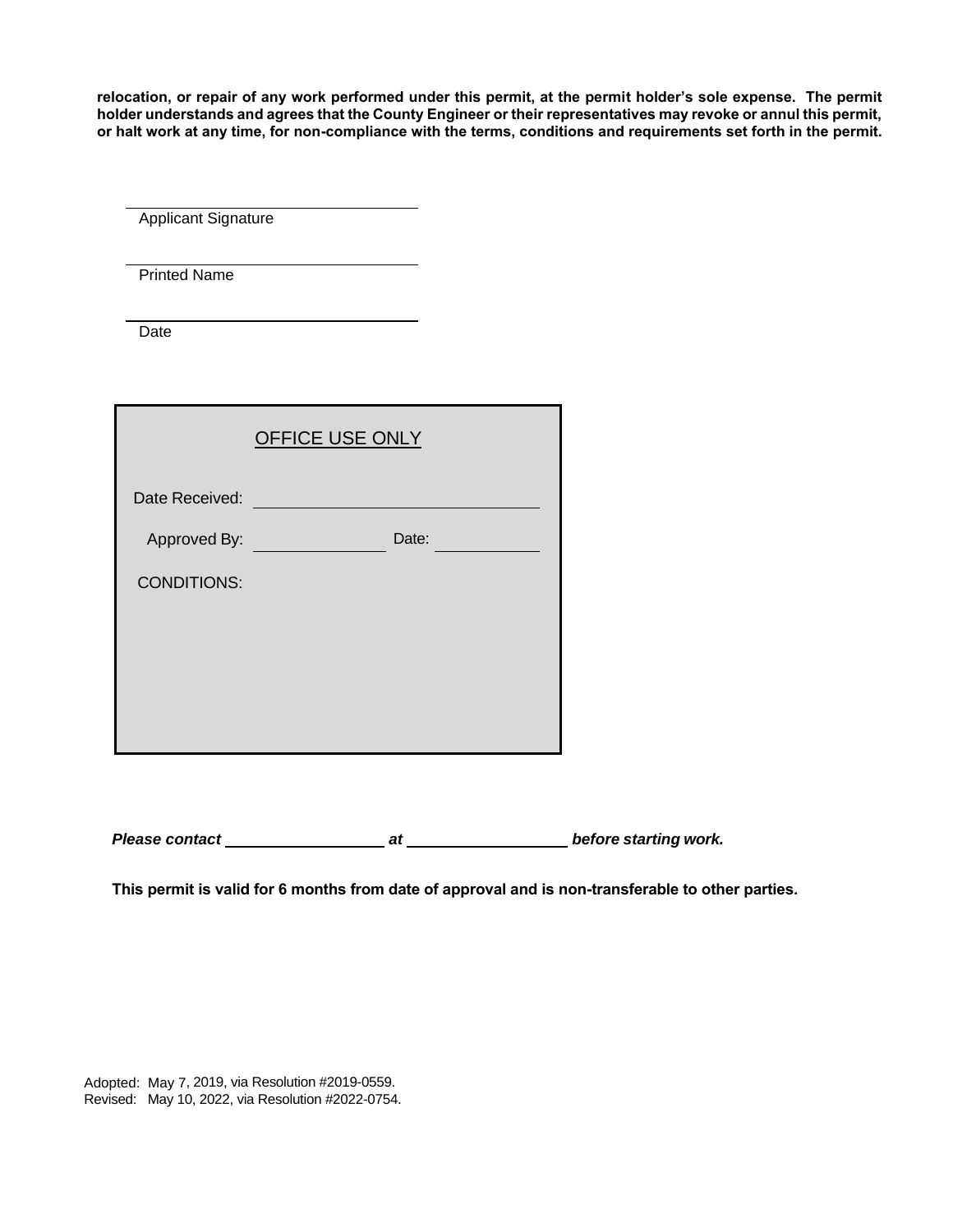**relocation, or repair of any work performed under this permit, at the permit holder's sole expense. The permit holder understands and agrees that the County Engineer or their representatives may revoke or annul this permit, or halt work at any time, for non-compliance with the terms, conditions and requirements set forth in the permit.**

\_\_\_\_\_\_\_\_\_\_\_\_\_\_\_\_\_\_\_\_\_\_\_\_\_\_\_\_\_\_
Applicant Signature

\_\_\_\_\_\_\_\_\_\_\_\_\_\_\_\_\_\_\_\_\_\_\_\_\_\_\_\_\_\_
Printed Name

\_\_\_\_\_\_\_\_\_\_\_\_\_\_\_\_\_\_\_\_\_\_\_\_\_\_\_\_\_\_
Date

OFFICE USE ONLY

Date Received: \_\_\_\_\_\_\_\_\_\_\_\_\_\_\_\_\_\_\_\_\_\_\_\_\_\_\_\_

Approved By: \_\_\_\_\_\_\_\_\_\_\_\_\_\_ Date: \_\_\_\_\_\_\_\_\_\_\_

CONDITIONS:

***Please contact \_\_\_\_\_\_\_\_\_\_\_\_\_\_\_\_ at \_\_\_\_\_\_\_\_\_\_\_\_\_\_\_\_ before starting work.***

**This permit is valid for 6 months from date of approval and is non-transferable to other parties.**

Adopted: May 7, 2019, via Resolution #2019-0559.
Revised: May 10, 2022, via Resolution #2022-0754.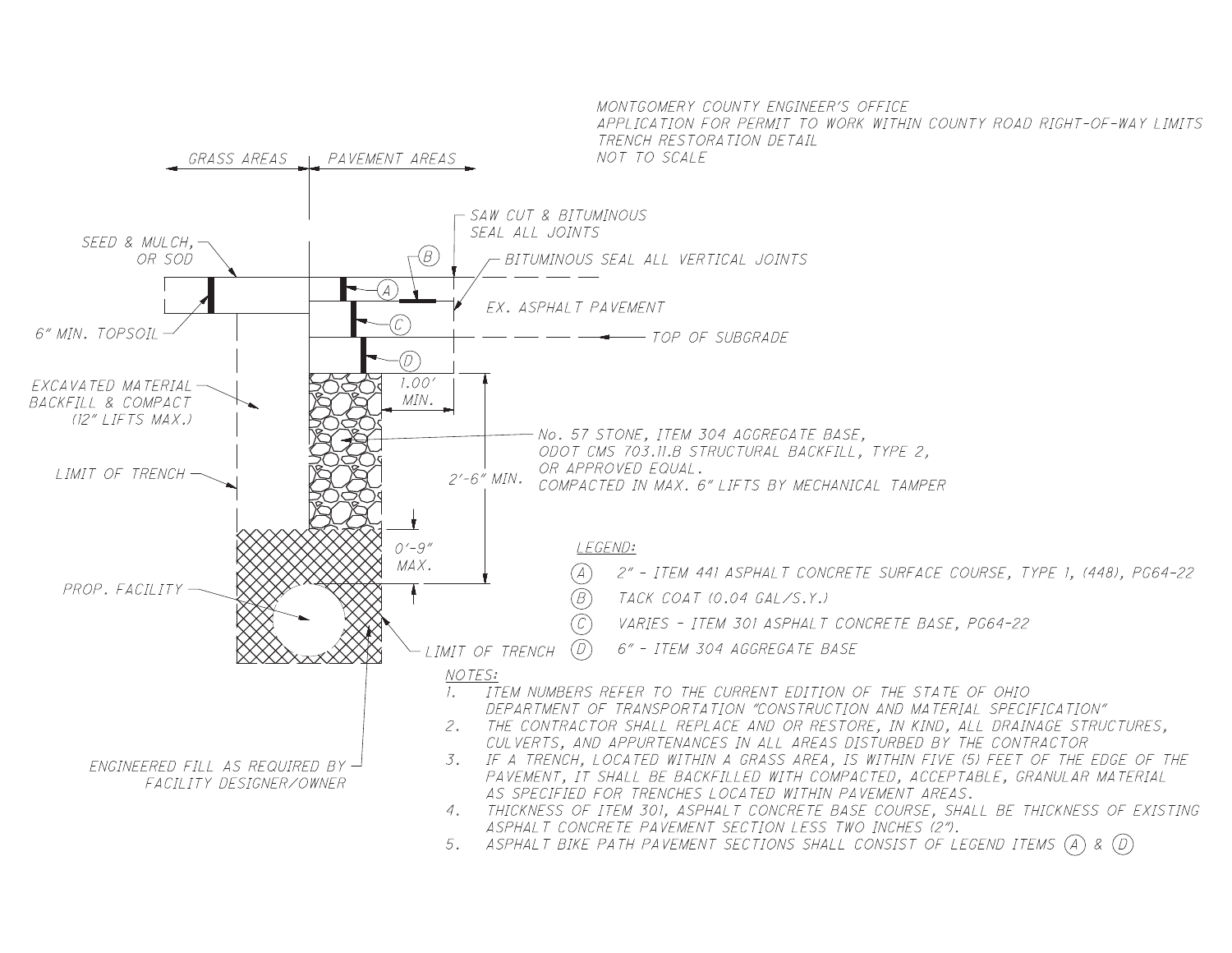MONTGOMERY COUNTY ENGINEER'S OFFICE
APPLICATION FOR PERMIT TO WORK WITHIN COUNTY ROAD RIGHT-OF-WAY LIMITS
TRENCH RESTORATION DETAIL
NOT TO SCALE

GRASS AREAS
PAVEMENT AREAS

SEED & MULCH, OR SOD

6" MIN. TOPSOIL

SAW CUT & BITUMINOUS SEAL ALL JOINTS

BITUMINOUS SEAL ALL VERTICAL JOINTS

EX. ASPHALT PAVEMENT

TOP OF SUBGRADE

EXCAVATED MATERIAL BACKFILL & COMPACT (12" LIFTS MAX.)

1.00' MIN.

LIMIT OF TRENCH

No. 57 STONE, ITEM 304 AGGREGATE BASE, ODOT CMS 703.11.B STRUCTURAL BACKFILL, TYPE 2, OR APPROVED EQUAL. COMPACTED IN MAX. 6" LIFTS BY MECHANICAL TAMPER

2'-6" MIN.

0'-9" MAX.

PROP. FACILITY

LIMIT OF TRENCH

ENGINEERED FILL AS REQUIRED BY FACILITY DESIGNER/OWNER

LEGEND:

- (A) 2" - ITEM 441 ASPHALT CONCRETE SURFACE COURSE, TYPE 1, (448), PG64-22
- (B) TACK COAT (0.04 GAL/S.Y.)
- (C) VARIES - ITEM 301 ASPHALT CONCRETE BASE, PG64-22
- (D) 6" - ITEM 304 AGGREGATE BASE

NOTES:

1. ITEM NUMBERS REFER TO THE CURRENT EDITION OF THE STATE OF OHIO DEPARTMENT OF TRANSPORTATION "CONSTRUCTION AND MATERIAL SPECIFICATION"
2. THE CONTRACTOR SHALL REPLACE AND OR RESTORE, IN KIND, ALL DRAINAGE STRUCTURES, CULVERTS, AND APPURTENANCES IN ALL AREAS DISTURBED BY THE CONTRACTOR
3. IF A TRENCH, LOCATED WITHIN A GRASS AREA, IS WITHIN FIVE (5) FEET OF THE EDGE OF THE PAVEMENT, IT SHALL BE BACKFILLED WITH COMPACTED, ACCEPTABLE, GRANULAR MATERIAL AS SPECIFIED FOR TRENCHES LOCATED WITHIN PAVEMENT AREAS.
4. THICKNESS OF ITEM 301, ASPHALT CONCRETE BASE COURSE, SHALL BE THICKNESS OF EXISTING ASPHALT CONCRETE PAVEMENT SECTION LESS TWO INCHES (2").
5. ASPHALT BIKE PATH PAVEMENT SECTIONS SHALL CONSIST OF LEGEND ITEMS (A) & (D)